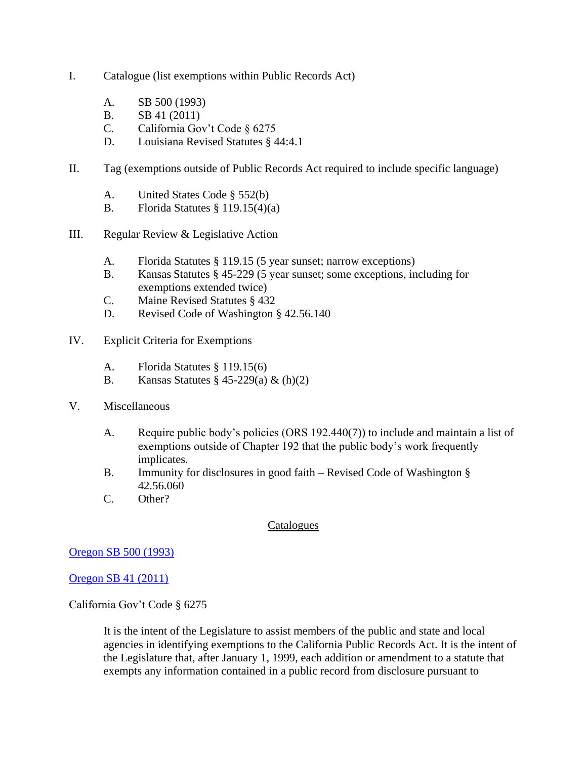I. Catalogue (list exemptions within Public Records Act)

   A. SB 500 (1993)
   B. SB 41 (2011)
   C. California Gov't Code § 6275
   D. Louisiana Revised Statutes § 44:4.1

II. Tag (exemptions outside of Public Records Act required to include specific language)

   A. United States Code § 552(b)
   B. Florida Statutes § 119.15(4)(a)

III. Regular Review & Legislative Action

   A. Florida Statutes § 119.15 (5 year sunset; narrow exceptions)
   B. Kansas Statutes § 45-229 (5 year sunset; some exceptions, including for exemptions extended twice)
   C. Maine Revised Statutes § 432
   D. Revised Code of Washington § 42.56.140

IV. Explicit Criteria for Exemptions

   A. Florida Statutes § 119.15(6)
   B. Kansas Statutes § 45-229(a) & (h)(2)

V. Miscellaneous

   A. Require public body's policies (ORS 192.440(7)) to include and maintain a list of exemptions outside of Chapter 192 that the public body's work frequently implicates.
   B. Immunity for disclosures in good faith – Revised Code of Washington § 42.56.060
   C. Other?

## Catalogues

Oregon SB 500 (1993)

Oregon SB 41 (2011)

California Gov't Code § 6275

> It is the intent of the Legislature to assist members of the public and state and local agencies in identifying exemptions to the California Public Records Act. It is the intent of the Legislature that, after January 1, 1999, each addition or amendment to a statute that exempts any information contained in a public record from disclosure pursuant to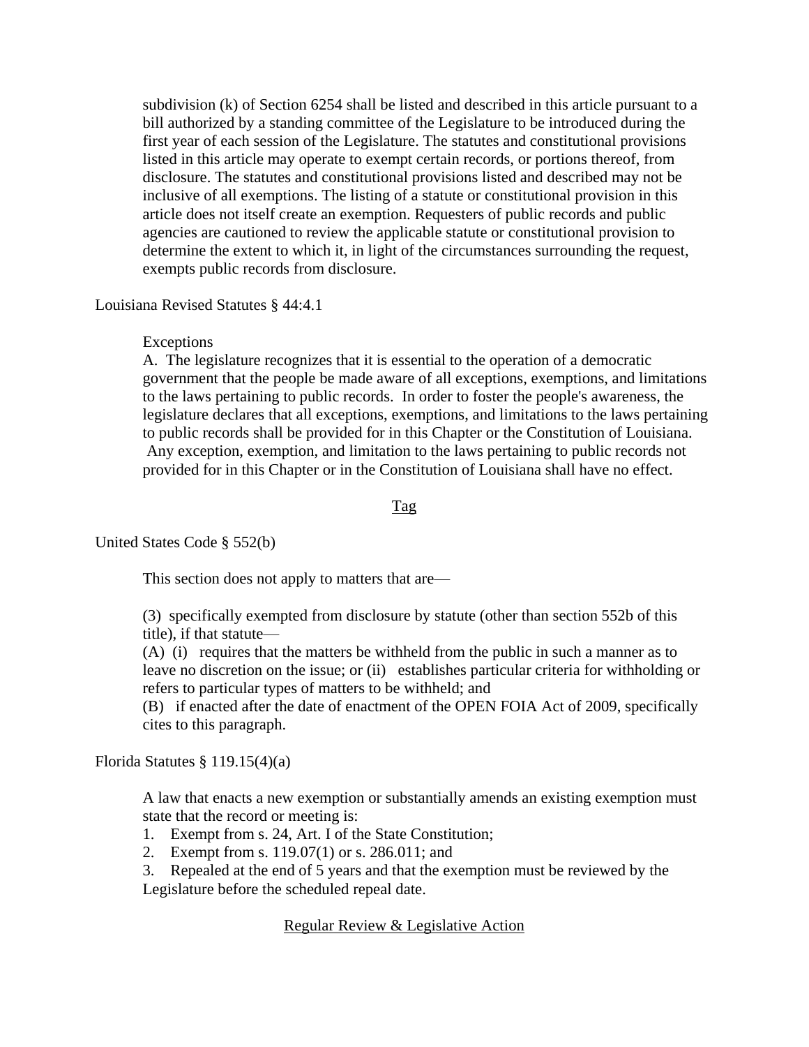subdivision (k) of Section 6254 shall be listed and described in this article pursuant to a bill authorized by a standing committee of the Legislature to be introduced during the first year of each session of the Legislature. The statutes and constitutional provisions listed in this article may operate to exempt certain records, or portions thereof, from disclosure. The statutes and constitutional provisions listed and described may not be inclusive of all exemptions. The listing of a statute or constitutional provision in this article does not itself create an exemption. Requesters of public records and public agencies are cautioned to review the applicable statute or constitutional provision to determine the extent to which it, in light of the circumstances surrounding the request, exempts public records from disclosure.

Louisiana Revised Statutes § 44:4.1

> Exceptions
> A. The legislature recognizes that it is essential to the operation of a democratic government that the people be made aware of all exceptions, exemptions, and limitations to the laws pertaining to public records. In order to foster the people's awareness, the legislature declares that all exceptions, exemptions, and limitations to the laws pertaining to public records shall be provided for in this Chapter or the Constitution of Louisiana. Any exception, exemption, and limitation to the laws pertaining to public records not provided for in this Chapter or in the Constitution of Louisiana shall have no effect.

<u>Tag</u>

United States Code § 552(b)

> This section does not apply to matters that are—
>
> (3) specifically exempted from disclosure by statute (other than section 552b of this title), if that statute—
> (A) (i) requires that the matters be withheld from the public in such a manner as to leave no discretion on the issue; or (ii) establishes particular criteria for withholding or refers to particular types of matters to be withheld; and
> (B) if enacted after the date of enactment of the OPEN FOIA Act of 2009, specifically cites to this paragraph.

Florida Statutes § 119.15(4)(a)

> A law that enacts a new exemption or substantially amends an existing exemption must state that the record or meeting is:
> 1. Exempt from s. 24, Art. I of the State Constitution;
> 2. Exempt from s. 119.07(1) or s. 286.011; and
> 3. Repealed at the end of 5 years and that the exemption must be reviewed by the Legislature before the scheduled repeal date.

<u>Regular Review & Legislative Action</u>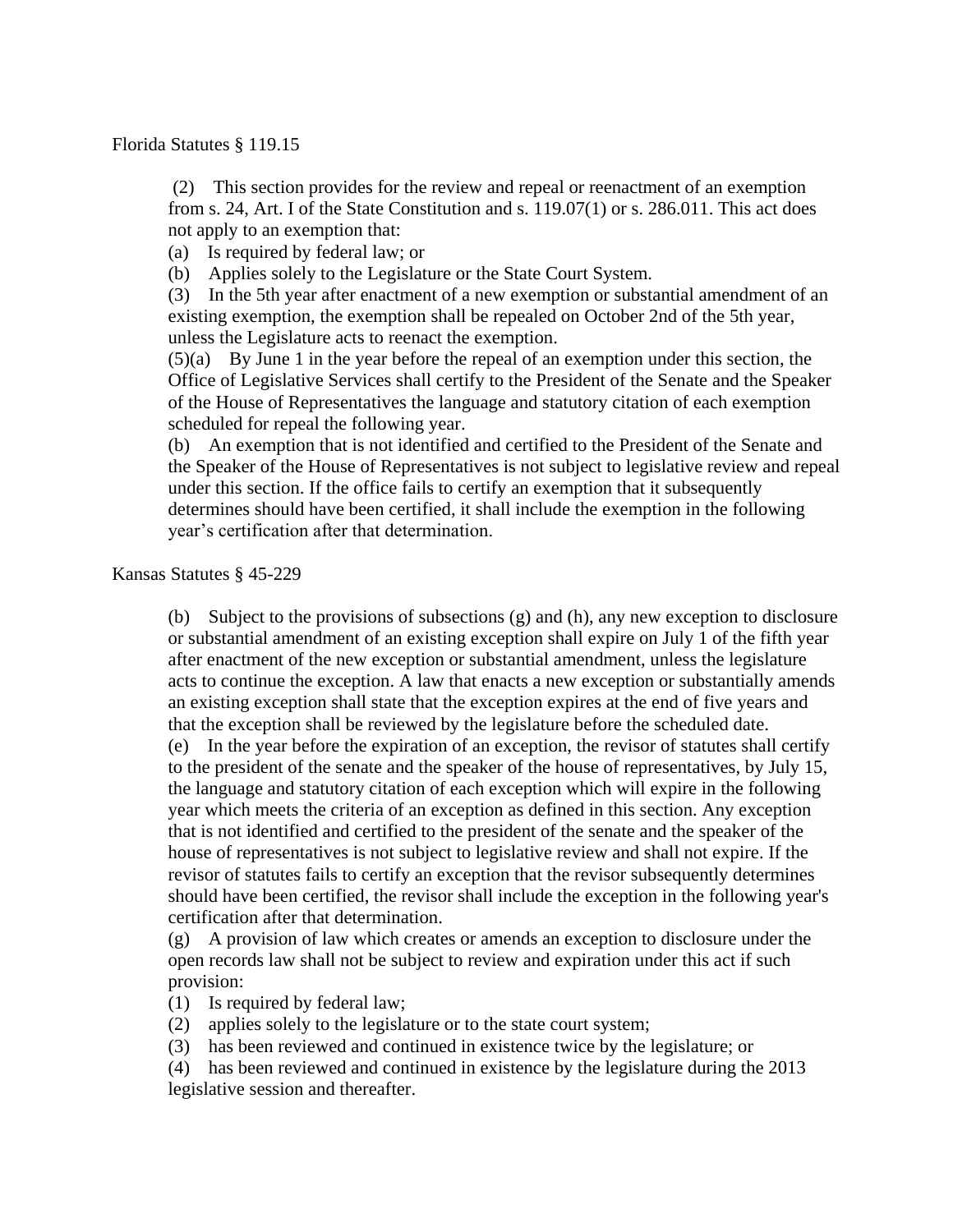Florida Statutes § 119.15

(2) This section provides for the review and repeal or reenactment of an exemption from s. 24, Art. I of the State Constitution and s. 119.07(1) or s. 286.011. This act does not apply to an exemption that:

(a) Is required by federal law; or

(b) Applies solely to the Legislature or the State Court System.

(3) In the 5th year after enactment of a new exemption or substantial amendment of an existing exemption, the exemption shall be repealed on October 2nd of the 5th year, unless the Legislature acts to reenact the exemption.

(5)(a) By June 1 in the year before the repeal of an exemption under this section, the Office of Legislative Services shall certify to the President of the Senate and the Speaker of the House of Representatives the language and statutory citation of each exemption scheduled for repeal the following year.

(b) An exemption that is not identified and certified to the President of the Senate and the Speaker of the House of Representatives is not subject to legislative review and repeal under this section. If the office fails to certify an exemption that it subsequently determines should have been certified, it shall include the exemption in the following year's certification after that determination.

Kansas Statutes § 45-229

(b) Subject to the provisions of subsections (g) and (h), any new exception to disclosure or substantial amendment of an existing exception shall expire on July 1 of the fifth year after enactment of the new exception or substantial amendment, unless the legislature acts to continue the exception. A law that enacts a new exception or substantially amends an existing exception shall state that the exception expires at the end of five years and that the exception shall be reviewed by the legislature before the scheduled date.

(e) In the year before the expiration of an exception, the revisor of statutes shall certify to the president of the senate and the speaker of the house of representatives, by July 15, the language and statutory citation of each exception which will expire in the following year which meets the criteria of an exception as defined in this section. Any exception that is not identified and certified to the president of the senate and the speaker of the house of representatives is not subject to legislative review and shall not expire. If the revisor of statutes fails to certify an exception that the revisor subsequently determines should have been certified, the revisor shall include the exception in the following year's certification after that determination.

(g) A provision of law which creates or amends an exception to disclosure under the open records law shall not be subject to review and expiration under this act if such provision:

(1) Is required by federal law;

(2) applies solely to the legislature or to the state court system;

(3) has been reviewed and continued in existence twice by the legislature; or

(4) has been reviewed and continued in existence by the legislature during the 2013 legislative session and thereafter.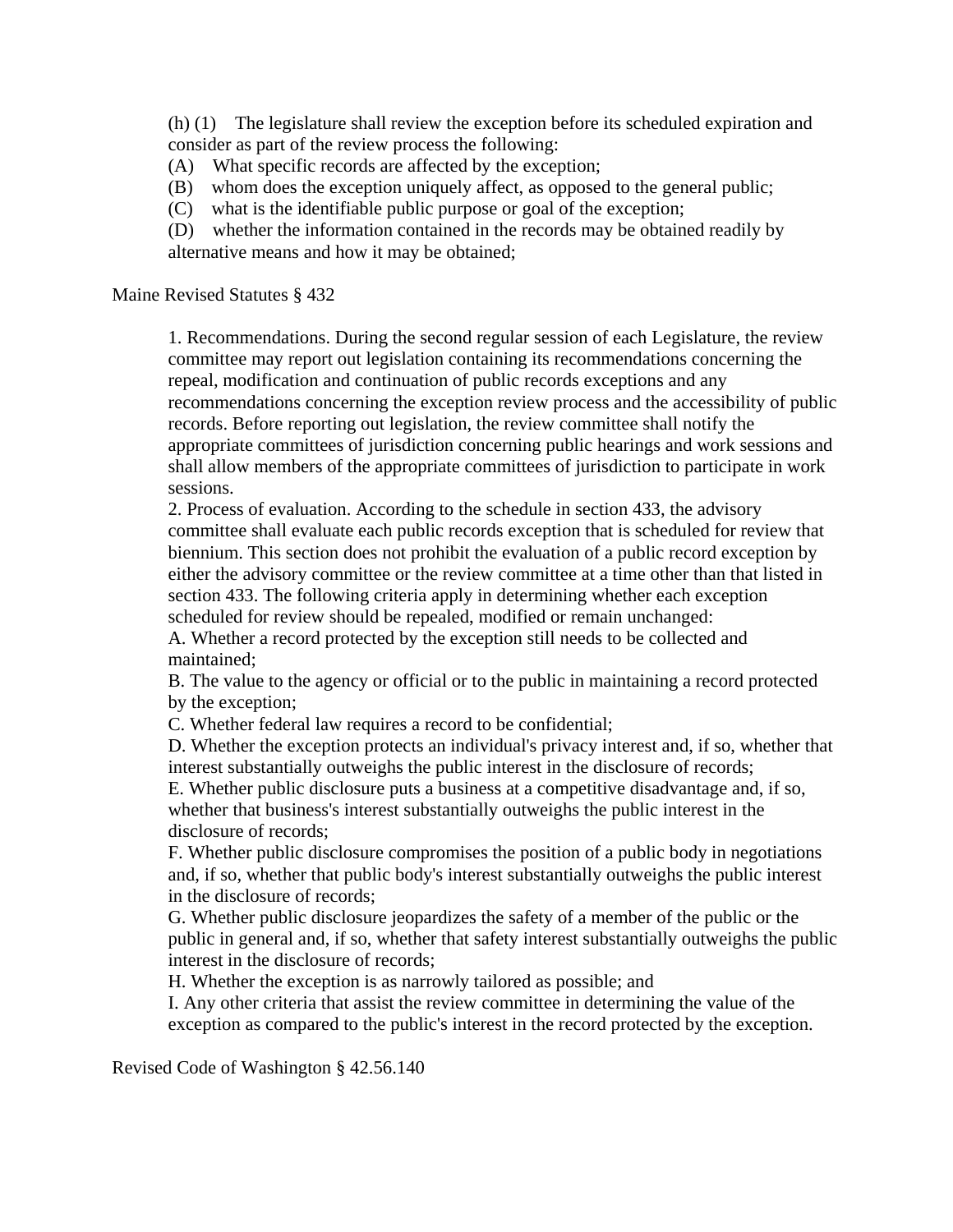(h) (1) The legislature shall review the exception before its scheduled expiration and consider as part of the review process the following:

(A) What specific records are affected by the exception;

(B) whom does the exception uniquely affect, as opposed to the general public;

(C) what is the identifiable public purpose or goal of the exception;

(D) whether the information contained in the records may be obtained readily by alternative means and how it may be obtained;

Maine Revised Statutes § 432

1. Recommendations. During the second regular session of each Legislature, the review committee may report out legislation containing its recommendations concerning the repeal, modification and continuation of public records exceptions and any recommendations concerning the exception review process and the accessibility of public records. Before reporting out legislation, the review committee shall notify the appropriate committees of jurisdiction concerning public hearings and work sessions and shall allow members of the appropriate committees of jurisdiction to participate in work sessions.

2. Process of evaluation. According to the schedule in section 433, the advisory committee shall evaluate each public records exception that is scheduled for review that biennium. This section does not prohibit the evaluation of a public record exception by either the advisory committee or the review committee at a time other than that listed in section 433. The following criteria apply in determining whether each exception scheduled for review should be repealed, modified or remain unchanged:

A. Whether a record protected by the exception still needs to be collected and maintained;

B. The value to the agency or official or to the public in maintaining a record protected by the exception;

C. Whether federal law requires a record to be confidential;

D. Whether the exception protects an individual's privacy interest and, if so, whether that interest substantially outweighs the public interest in the disclosure of records;

E. Whether public disclosure puts a business at a competitive disadvantage and, if so, whether that business's interest substantially outweighs the public interest in the disclosure of records;

F. Whether public disclosure compromises the position of a public body in negotiations and, if so, whether that public body's interest substantially outweighs the public interest in the disclosure of records;

G. Whether public disclosure jeopardizes the safety of a member of the public or the public in general and, if so, whether that safety interest substantially outweighs the public interest in the disclosure of records;

H. Whether the exception is as narrowly tailored as possible; and

I. Any other criteria that assist the review committee in determining the value of the exception as compared to the public's interest in the record protected by the exception.

Revised Code of Washington § 42.56.140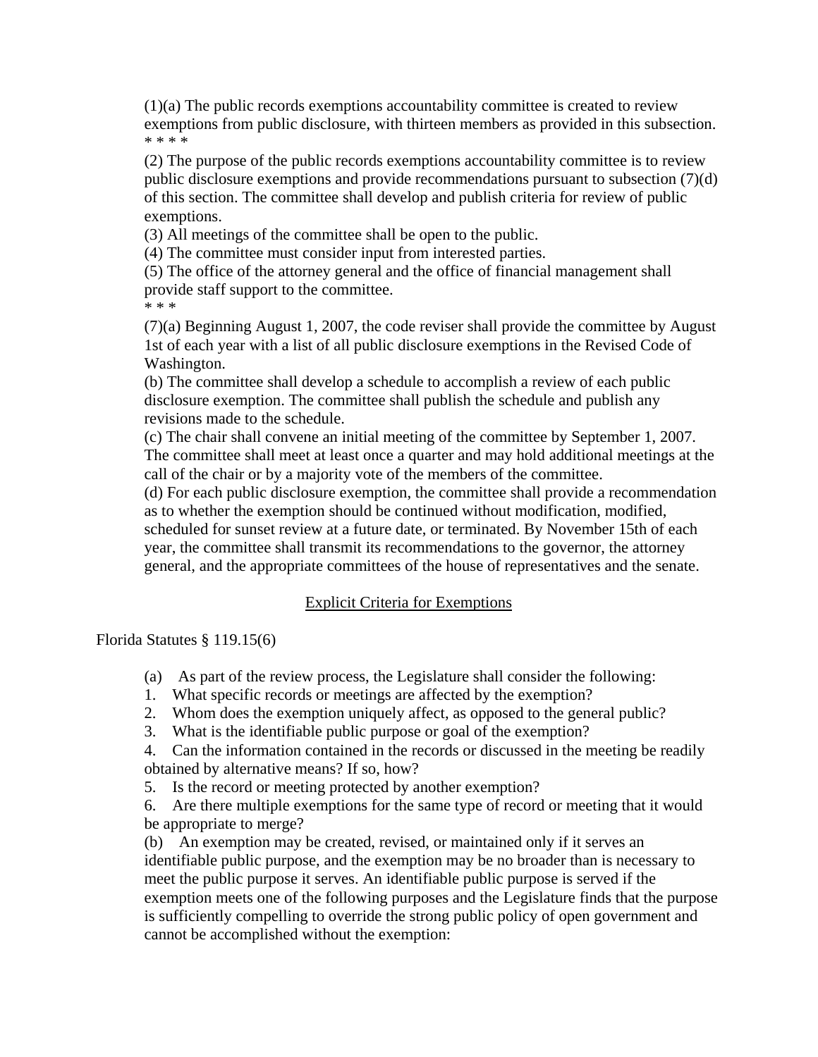(1)(a) The public records exemptions accountability committee is created to review exemptions from public disclosure, with thirteen members as provided in this subsection.
* * * *

(2) The purpose of the public records exemptions accountability committee is to review public disclosure exemptions and provide recommendations pursuant to subsection (7)(d) of this section. The committee shall develop and publish criteria for review of public exemptions.

(3) All meetings of the committee shall be open to the public.

(4) The committee must consider input from interested parties.

(5) The office of the attorney general and the office of financial management shall provide staff support to the committee.
* * *

(7)(a) Beginning August 1, 2007, the code reviser shall provide the committee by August 1st of each year with a list of all public disclosure exemptions in the Revised Code of Washington.

(b) The committee shall develop a schedule to accomplish a review of each public disclosure exemption. The committee shall publish the schedule and publish any revisions made to the schedule.

(c) The chair shall convene an initial meeting of the committee by September 1, 2007. The committee shall meet at least once a quarter and may hold additional meetings at the call of the chair or by a majority vote of the members of the committee.

(d) For each public disclosure exemption, the committee shall provide a recommendation as to whether the exemption should be continued without modification, modified, scheduled for sunset review at a future date, or terminated. By November 15th of each year, the committee shall transmit its recommendations to the governor, the attorney general, and the appropriate committees of the house of representatives and the senate.

## Explicit Criteria for Exemptions

Florida Statutes § 119.15(6)

(a) As part of the review process, the Legislature shall consider the following:

1. What specific records or meetings are affected by the exemption?
2. Whom does the exemption uniquely affect, as opposed to the general public?
3. What is the identifiable public purpose or goal of the exemption?
4. Can the information contained in the records or discussed in the meeting be readily obtained by alternative means? If so, how?
5. Is the record or meeting protected by another exemption?
6. Are there multiple exemptions for the same type of record or meeting that it would be appropriate to merge?

(b) An exemption may be created, revised, or maintained only if it serves an identifiable public purpose, and the exemption may be no broader than is necessary to meet the public purpose it serves. An identifiable public purpose is served if the exemption meets one of the following purposes and the Legislature finds that the purpose is sufficiently compelling to override the strong public policy of open government and cannot be accomplished without the exemption: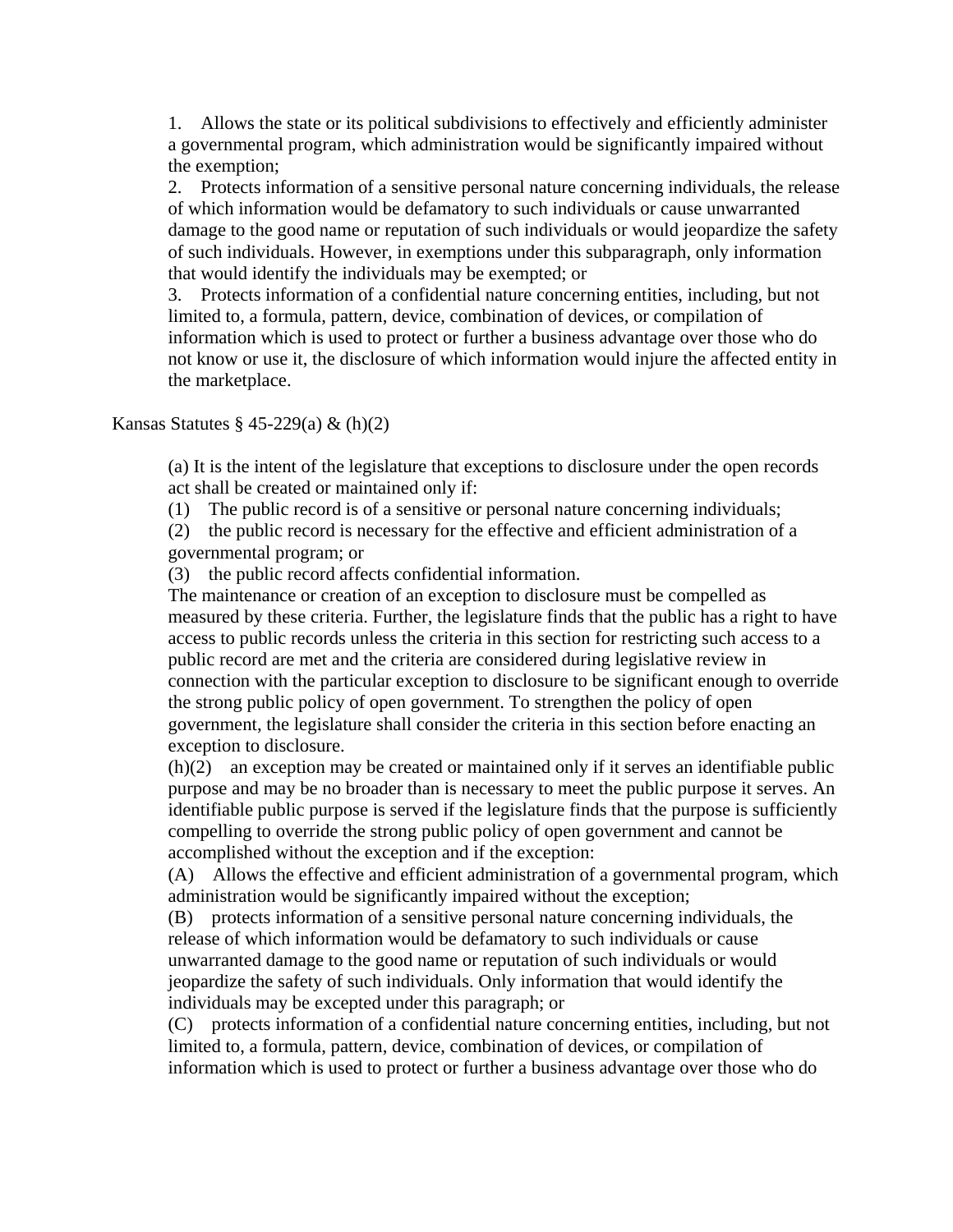1. Allows the state or its political subdivisions to effectively and efficiently administer a governmental program, which administration would be significantly impaired without the exemption;
2. Protects information of a sensitive personal nature concerning individuals, the release of which information would be defamatory to such individuals or cause unwarranted damage to the good name or reputation of such individuals or would jeopardize the safety of such individuals. However, in exemptions under this subparagraph, only information that would identify the individuals may be exempted; or
3. Protects information of a confidential nature concerning entities, including, but not limited to, a formula, pattern, device, combination of devices, or compilation of information which is used to protect or further a business advantage over those who do not know or use it, the disclosure of which information would injure the affected entity in the marketplace.

Kansas Statutes § 45-229(a) & (h)(2)

> (a) It is the intent of the legislature that exceptions to disclosure under the open records act shall be created or maintained only if:
> (1) The public record is of a sensitive or personal nature concerning individuals;
> (2) the public record is necessary for the effective and efficient administration of a governmental program; or
> (3) the public record affects confidential information.
> The maintenance or creation of an exception to disclosure must be compelled as measured by these criteria. Further, the legislature finds that the public has a right to have access to public records unless the criteria in this section for restricting such access to a public record are met and the criteria are considered during legislative review in connection with the particular exception to disclosure to be significant enough to override the strong public policy of open government. To strengthen the policy of open government, the legislature shall consider the criteria in this section before enacting an exception to disclosure.
> (h)(2) an exception may be created or maintained only if it serves an identifiable public purpose and may be no broader than is necessary to meet the public purpose it serves. An identifiable public purpose is served if the legislature finds that the purpose is sufficiently compelling to override the strong public policy of open government and cannot be accomplished without the exception and if the exception:
> (A) Allows the effective and efficient administration of a governmental program, which administration would be significantly impaired without the exception;
> (B) protects information of a sensitive personal nature concerning individuals, the release of which information would be defamatory to such individuals or cause unwarranted damage to the good name or reputation of such individuals or would jeopardize the safety of such individuals. Only information that would identify the individuals may be excepted under this paragraph; or
> (C) protects information of a confidential nature concerning entities, including, but not limited to, a formula, pattern, device, combination of devices, or compilation of information which is used to protect or further a business advantage over those who do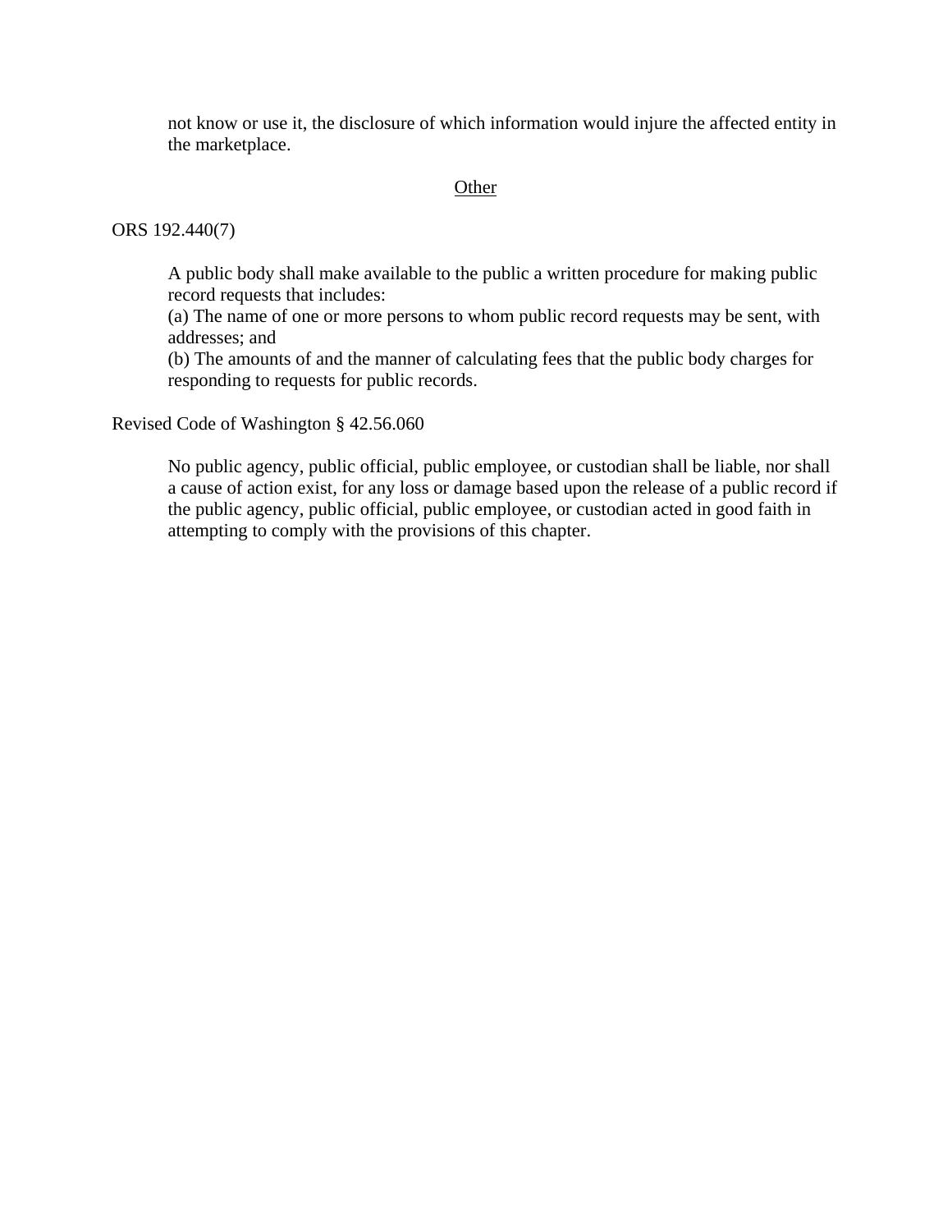not know or use it, the disclosure of which information would injure the affected entity in the marketplace.

## Other

ORS 192.440(7)

> A public body shall make available to the public a written procedure for making public record requests that includes:
> (a) The name of one or more persons to whom public record requests may be sent, with addresses; and
> (b) The amounts of and the manner of calculating fees that the public body charges for responding to requests for public records.

Revised Code of Washington § 42.56.060

> No public agency, public official, public employee, or custodian shall be liable, nor shall a cause of action exist, for any loss or damage based upon the release of a public record if the public agency, public official, public employee, or custodian acted in good faith in attempting to comply with the provisions of this chapter.